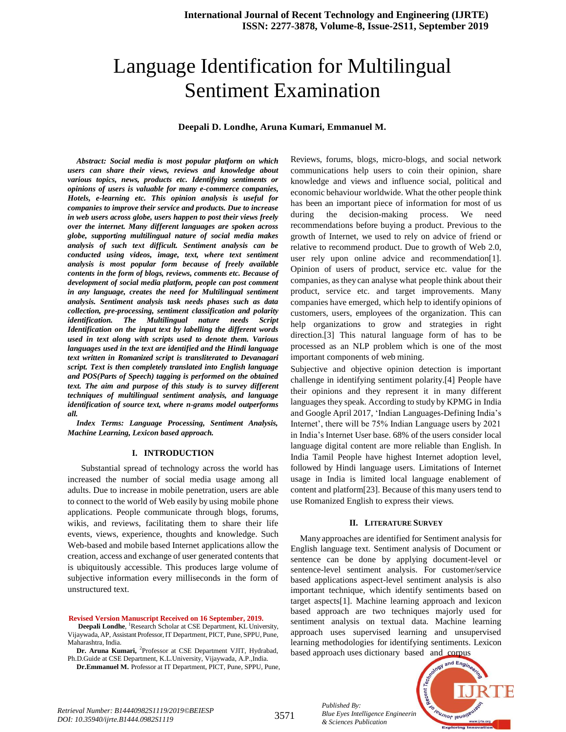# Language Identification for Multilingual Sentiment Examination

**Deepali D. Londhe, Aruna Kumari, Emmanuel M.**

***Abstract: Social media is most popular platform on which users can share their views, reviews and knowledge about various topics, news, products etc. Identifying sentiments or opinions of users is valuable for many e-commerce companies, Hotels, e-learning etc. This opinion analysis is useful for companies to improve their service and products. Due to increase in web users across globe, users happen to post their views freely over the internet. Many different languages are spoken across globe, supporting multilingual nature of social media makes analysis of such text difficult. Sentiment analysis can be conducted using videos, image, text, where text sentiment analysis is most popular form because of freely available contents in the form of blogs, reviews, comments etc. Because of development of social media platform, people can post comment in any language, creates the need for Multilingual sentiment analysis. Sentiment analysis task needs phases such as data collection, pre-processing, sentiment classification and polarity identification. The Multilingual nature needs Script Identification on the input text by labelling the different words used in text along with scripts used to denote them. Various languages used in the text are identified and the Hindi language text written in Romanized script is transliterated to Devanagari script. Text is then completely translated into English language and POS(Parts of Speech) tagging is performed on the obtained text. The aim and purpose of this study is to survey different techniques of multilingual sentiment analysis, and language identification of source text, where n-grams model outperforms all.***

***Index Terms: Language Processing, Sentiment Analysis, Machine Learning, Lexicon based approach.***

## I. INTRODUCTION

Substantial spread of technology across the world has increased the number of social media usage among all adults. Due to increase in mobile penetration, users are able to connect to the world of Web easily by using mobile phone applications. People communicate through blogs, forums, wikis, and reviews, facilitating them to share their life events, views, experience, thoughts and knowledge. Such Web-based and mobile based Internet applications allow the creation, access and exchange of user generated contents that is ubiquitously accessible. This produces large volume of subjective information every milliseconds in the form of unstructured text.

Reviews, forums, blogs, micro-blogs, and social network communications help users to coin their opinion, share knowledge and views and influence social, political and economic behaviour worldwide. What the other people think has been an important piece of information for most of us during the decision-making process. We need recommendations before buying a product. Previous to the growth of Internet, we used to rely on advice of friend or relative to recommend product. Due to growth of Web 2.0, user rely upon online advice and recommendation[1]. Opinion of users of product, service etc. value for the companies, as they can analyse what people think about their product, service etc. and target improvements. Many companies have emerged, which help to identify opinions of customers, users, employees of the organization. This can help organizations to grow and strategies in right direction.[3] This natural language form of has to be processed as an NLP problem which is one of the most important components of web mining.

Subjective and objective opinion detection is important challenge in identifying sentiment polarity.[4] People have their opinions and they represent it in many different languages they speak. According to study by KPMG in India and Google April 2017, 'Indian Languages-Defining India's Internet', there will be 75% Indian Language users by 2021 in India's Internet User base. 68% of the users consider local language digital content are more reliable than English. In India Tamil People have highest Internet adoption level, followed by Hindi language users. Limitations of Internet usage in India is limited local language enablement of content and platform[23]. Because of this many users tend to use Romanized English to express their views.

## II. LITERATURE SURVEY

Many approaches are identified for Sentiment analysis for English language text. Sentiment analysis of Document or sentence can be done by applying document-level or sentence-level sentiment analysis. For customer/service based applications aspect-level sentiment analysis is also important technique, which identify sentiments based on target aspects[1]. Machine learning approach and lexicon based approach are two techniques majorly used for sentiment analysis on textual data. Machine learning approach uses supervised learning and unsupervised learning methodologies for identifying sentiments. Lexicon based approach uses dictionary based and corpus

**Revised Version Manuscript Received on 16 September, 2019.**

**Deepali Londhe**, [1]Research Scholar at CSE Department, KL University, Vijaywada, AP, Assistant Professor, IT Department, PICT, Pune, SPPU, Pune, Maharashtra, India.

**Dr. Aruna Kumari,** [2]Professor at CSE Department VJIT, Hydrabad, Ph.D.Guide at CSE Department, K.L.University, Vijaywada, A.P.,India.

**Dr.Emmanuel M.** Professor at IT Department, PICT, Pune, SPPU, Pune,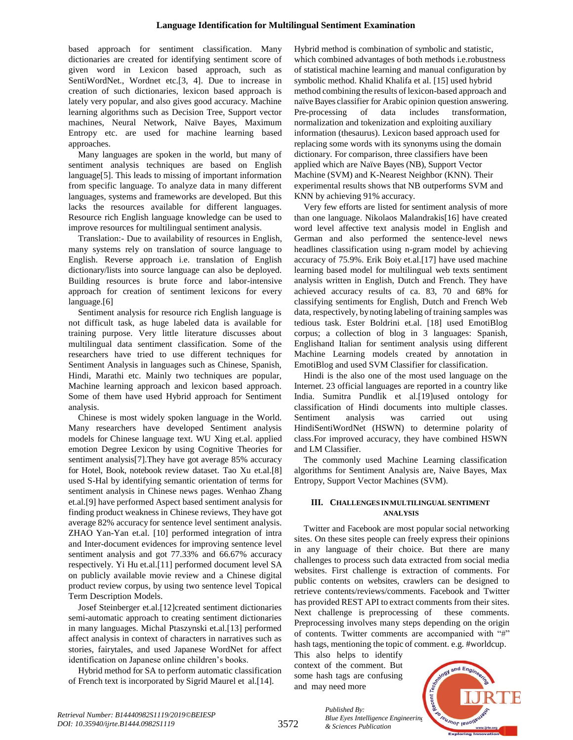based approach for sentiment classification. Many dictionaries are created for identifying sentiment score of given word in Lexicon based approach, such as SentiWordNet., Wordnet etc.[3, 4]. Due to increase in creation of such dictionaries, lexicon based approach is lately very popular, and also gives good accuracy. Machine learning algorithms such as Decision Tree, Support vector machines, Neural Network, Naïve Bayes, Maximum Entropy etc. are used for machine learning based approaches.

Many languages are spoken in the world, but many of sentiment analysis techniques are based on English language[5]. This leads to missing of important information from specific language. To analyze data in many different languages, systems and frameworks are developed. But this lacks the resources available for different languages. Resource rich English language knowledge can be used to improve resources for multilingual sentiment analysis.

Translation:- Due to availability of resources in English, many systems rely on translation of source language to English. Reverse approach i.e. translation of English dictionary/lists into source language can also be deployed. Building resources is brute force and labor-intensive approach for creation of sentiment lexicons for every language.[6]

Sentiment analysis for resource rich English language is not difficult task, as huge labeled data is available for training purpose. Very little literature discusses about multilingual data sentiment classification. Some of the researchers have tried to use different techniques for Sentiment Analysis in languages such as Chinese, Spanish, Hindi, Marathi etc. Mainly two techniques are popular, Machine learning approach and lexicon based approach. Some of them have used Hybrid approach for Sentiment analysis.

Chinese is most widely spoken language in the World. Many researchers have developed Sentiment analysis models for Chinese language text. WU Xing et.al. applied emotion Degree Lexicon by using Cognitive Theories for sentiment analysis[7].They have got average 85% accuracy for Hotel, Book, notebook review dataset. Tao Xu et.al.[8] used S-Hal by identifying semantic orientation of terms for sentiment analysis in Chinese news pages. Wenhao Zhang et.al.[9] have performed Aspect based sentiment analysis for finding product weakness in Chinese reviews, They have got average 82% accuracy for sentence level sentiment analysis. ZHAO Yan-Yan et.al. [10] performed integration of intra and Inter-document evidences for improving sentence level sentiment analysis and got 77.33% and 66.67% accuracy respectively. Yi Hu et.al.[11] performed document level SA on publicly available movie review and a Chinese digital product review corpus, by using two sentence level Topical Term Description Models.

Josef Steinberger et.al.[12]created sentiment dictionaries semi-automatic approach to creating sentiment dictionaries in many languages. Michal Ptaszynski et.al.[13] performed affect analysis in context of characters in narratives such as stories, fairytales, and used Japanese WordNet for affect identification on Japanese online children's books.

Hybrid method for SA to perform automatic classification of French text is incorporated by Sigrid Maurel et al.[14].

Hybrid method is combination of symbolic and statistic, which combined advantages of both methods i.e.robustness of statistical machine learning and manual configuration by symbolic method. Khalid Khalifa et al. [15] used hybrid method combining the results of lexicon-based approach and naïve Bayes classifier for Arabic opinion question answering. Pre-processing of data includes transformation, normalization and tokenization and exploiting auxiliary information (thesaurus). Lexicon based approach used for replacing some words with its synonyms using the domain dictionary. For comparison, three classifiers have been applied which are Naïve Bayes (NB), Support Vector Machine (SVM) and K-Nearest Neighbor (KNN). Their experimental results shows that NB outperforms SVM and KNN by achieving 91% accuracy.

Very few efforts are listed for sentiment analysis of more than one language. Nikolaos Malandrakis[16] have created word level affective text analysis model in English and German and also performed the sentence-level news headlines classification using n-gram model by achieving accuracy of 75.9%. Erik Boiy et.al.[17] have used machine learning based model for multilingual web texts sentiment analysis written in English, Dutch and French. They have achieved accuracy results of ca. 83, 70 and 68% for classifying sentiments for English, Dutch and French Web data, respectively, by noting labeling of training samples was tedious task. Ester Boldrini et.al. [18] used EmotiBlog corpus; a collection of blog in 3 languages: Spanish, Englishand Italian for sentiment analysis using different Machine Learning models created by annotation in EmotiBlog and used SVM Classifier for classification.

Hindi is the also one of the most used language on the Internet. 23 official languages are reported in a country like India. Sumitra Pundlik et al.[19]used ontology for classification of Hindi documents into multiple classes. Sentiment analysis was carried out using HindiSentiWordNet (HSWN) to determine polarity of class.For improved accuracy, they have combined HSWN and LM Classifier.

The commonly used Machine Learning classification algorithms for Sentiment Analysis are, Naive Bayes, Max Entropy, Support Vector Machines (SVM).

## III. CHALLENGES IN MULTILINGUAL SENTIMENT ANALYSIS

Twitter and Facebook are most popular social networking sites. On these sites people can freely express their opinions in any language of their choice. But there are many challenges to process such data extracted from social media websites. First challenge is extraction of comments. For public contents on websites, crawlers can be designed to retrieve contents/reviews/comments. Facebook and Twitter has provided REST API to extract comments from their sites. Next challenge is preprocessing of these comments. Preprocessing involves many steps depending on the origin of contents. Twitter comments are accompanied with "#" hash tags, mentioning the topic of comment. e.g. #worldcup. This also helps to identify context of the comment. But some hash tags are confusing and may need more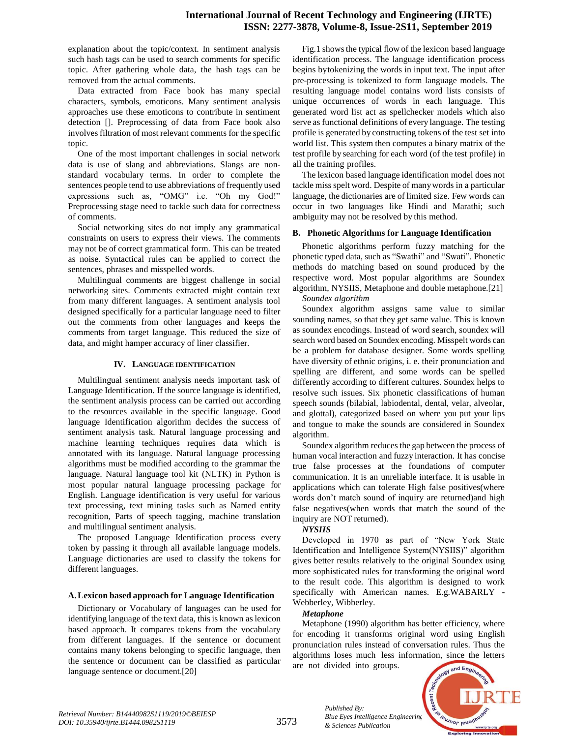explanation about the topic/context. In sentiment analysis such hash tags can be used to search comments for specific topic. After gathering whole data, the hash tags can be removed from the actual comments.

Data extracted from Face book has many special characters, symbols, emoticons. Many sentiment analysis approaches use these emoticons to contribute in sentiment detection []. Preprocessing of data from Face book also involves filtration of most relevant comments for the specific topic.

One of the most important challenges in social network data is use of slang and abbreviations. Slangs are non-standard vocabulary terms. In order to complete the sentences people tend to use abbreviations of frequently used expressions such as, "OMG" i.e. "Oh my God!" Preprocessing stage need to tackle such data for correctness of comments.

Social networking sites do not imply any grammatical constraints on users to express their views. The comments may not be of correct grammatical form. This can be treated as noise. Syntactical rules can be applied to correct the sentences, phrases and misspelled words.

Multilingual comments are biggest challenge in social networking sites. Comments extracted might contain text from many different languages. A sentiment analysis tool designed specifically for a particular language need to filter out the comments from other languages and keeps the comments from target language. This reduced the size of data, and might hamper accuracy of liner classifier.

## IV. LANGUAGE IDENTIFICATION

Multilingual sentiment analysis needs important task of Language Identification. If the source language is identified, the sentiment analysis process can be carried out according to the resources available in the specific language. Good language Identification algorithm decides the success of sentiment analysis task. Natural language processing and machine learning techniques requires data which is annotated with its language. Natural language processing algorithms must be modified according to the grammar the language. Natural language tool kit (NLTK) in Python is most popular natural language processing package for English. Language identification is very useful for various text processing, text mining tasks such as Named entity recognition, Parts of speech tagging, machine translation and multilingual sentiment analysis.

The proposed Language Identification process every token by passing it through all available language models. Language dictionaries are used to classify the tokens for different languages.

### A. Lexicon based approach for Language Identification

Dictionary or Vocabulary of languages can be used for identifying language of the text data, this is known as lexicon based approach. It compares tokens from the vocabulary from different languages. If the sentence or document contains many tokens belonging to specific language, then the sentence or document can be classified as particular language sentence or document.[20]

Fig.1 shows the typical flow of the lexicon based language identification process. The language identification process begins bytokenizing the words in input text. The input after pre-processing is tokenized to form language models. The resulting language model contains word lists consists of unique occurrences of words in each language. This generated word list act as spellchecker models which also serve as functional definitions of every language. The testing profile is generated by constructing tokens of the test set into world list. This system then computes a binary matrix of the test profile by searching for each word (of the test profile) in all the training profiles.

The lexicon based language identification model does not tackle miss spelt word. Despite of many words in a particular language, the dictionaries are of limited size. Few words can occur in two languages like Hindi and Marathi; such ambiguity may not be resolved by this method.

### B. Phonetic Algorithms for Language Identification

Phonetic algorithms perform fuzzy matching for the phonetic typed data, such as "Swathi" and "Swati". Phonetic methods do matching based on sound produced by the respective word. Most popular algorithms are Soundex algorithm, NYSIIS, Metaphone and double metaphone.[21]

*Soundex algorithm*

Soundex algorithm assigns same value to similar sounding names, so that they get same value. This is known as soundex encodings. Instead of word search, soundex will search word based on Soundex encoding. Misspelt words can be a problem for database designer. Some words spelling have diversity of ethnic origins, i. e. their pronunciation and spelling are different, and some words can be spelled differently according to different cultures. Soundex helps to resolve such issues. Six phonetic classifications of human speech sounds (bilabial, labiodental, dental, velar, alveolar, and glottal), categorized based on where you put your lips and tongue to make the sounds are considered in Soundex algorithm.

Soundex algorithm reduces the gap between the process of human vocal interaction and fuzzy interaction. It has concise true false processes at the foundations of computer communication. It is an unreliable interface. It is usable in applications which can tolerate High false positives(where words don't match sound of inquiry are returned)and high false negatives(when words that match the sound of the inquiry are NOT returned).

***NYSIIS***

Developed in 1970 as part of "New York State Identification and Intelligence System(NYSIIS)" algorithm gives better results relatively to the original Soundex using more sophisticated rules for transforming the original word to the result code. This algorithm is designed to work specifically with American names. E.g.WABARLY - Webberley, Wibberley.

***Metaphone***

Metaphone (1990) algorithm has better efficiency, where for encoding it transforms original word using English pronunciation rules instead of conversation rules. Thus the algorithms loses much less information, since the letters are not divided into groups.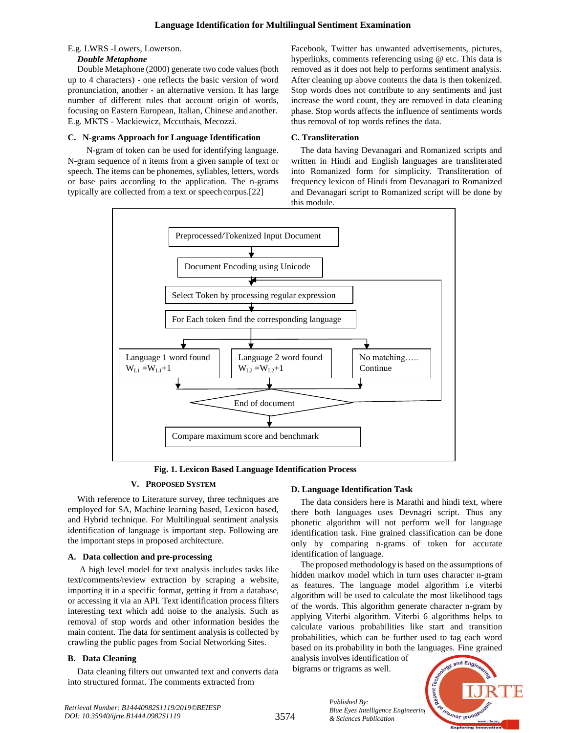E.g. LWRS -Lowers, Lowerson.

***Double Metaphone***

Double Metaphone (2000) generate two code values (both up to 4 characters) - one reflects the basic version of word pronunciation, another - an alternative version. It has large number of different rules that account origin of words, focusing on Eastern European, Italian, Chinese and another. E.g. MKTS - Mackiewicz, Mccuthais, Mecozzi.

### C. N-grams Approach for Language Identification

N-gram of token can be used for identifying language. N-gram sequence of n items from a given sample of text or speech. The items can be phonemes, syllables, letters, words or base pairs according to the application. The n-grams typically are collected from a text or speech corpus.[22]

Preprocessed/Tokenized Input Document

Document Encoding using Unicode

Select Token by processing regular expression

For Each token find the corresponding language

Language 1 word found $W_{L1} = W_{L1}+1$

Language 2 word found $W_{L2} = W_{L2}+1$

No matching….. Continue

End of document

Compare maximum score and benchmark

**Fig. 1. Lexicon Based Language Identification Process**

## V. PROPOSED SYSTEM

With reference to Literature survey, three techniques are employed for SA, Machine learning based, Lexicon based, and Hybrid technique. For Multilingual sentiment analysis identification of language is important step. Following are the important steps in proposed architecture.

### A. Data collection and pre-processing

A high level model for text analysis includes tasks like text/comments/review extraction by scraping a website, importing it in a specific format, getting it from a database, or accessing it via an API. Text identification process filters interesting text which add noise to the analysis. Such as removal of stop words and other information besides the main content. The data for sentiment analysis is collected by crawling the public pages from Social Networking Sites.

### B. Data Cleaning

Data cleaning filters out unwanted text and converts data into structured format. The comments extracted from Facebook, Twitter has unwanted advertisements, pictures, hyperlinks, comments referencing using @ etc. This data is removed as it does not help to performs sentiment analysis. After cleaning up above contents the data is then tokenized. Stop words does not contribute to any sentiments and just increase the word count, they are removed in data cleaning phase. Stop words affects the influence of sentiments words thus removal of top words refines the data.

### C. Transliteration

The data having Devanagari and Romanized scripts and written in Hindi and English languages are transliterated into Romanized form for simplicity. Transliteration of frequency lexicon of Hindi from Devanagari to Romanized and Devanagari script to Romanized script will be done by this module.

### D. Language Identification Task

The data considers here is Marathi and hindi text, where there both languages uses Devnagri script. Thus any phonetic algorithm will not perform well for language identification task. Fine grained classification can be done only by comparing n-grams of token for accurate identification of language.

The proposed methodology is based on the assumptions of hidden markov model which in turn uses character n-gram as features. The language model algorithm i.e viterbi algorithm will be used to calculate the most likelihood tags of the words. This algorithm generate character n-gram by applying Viterbi algorithm. Viterbi 6 algorithms helps to calculate various probabilities like start and transition probabilities, which can be further used to tag each word based on its probability in both the languages. Fine grained analysis involves identification of bigrams or trigrams as well.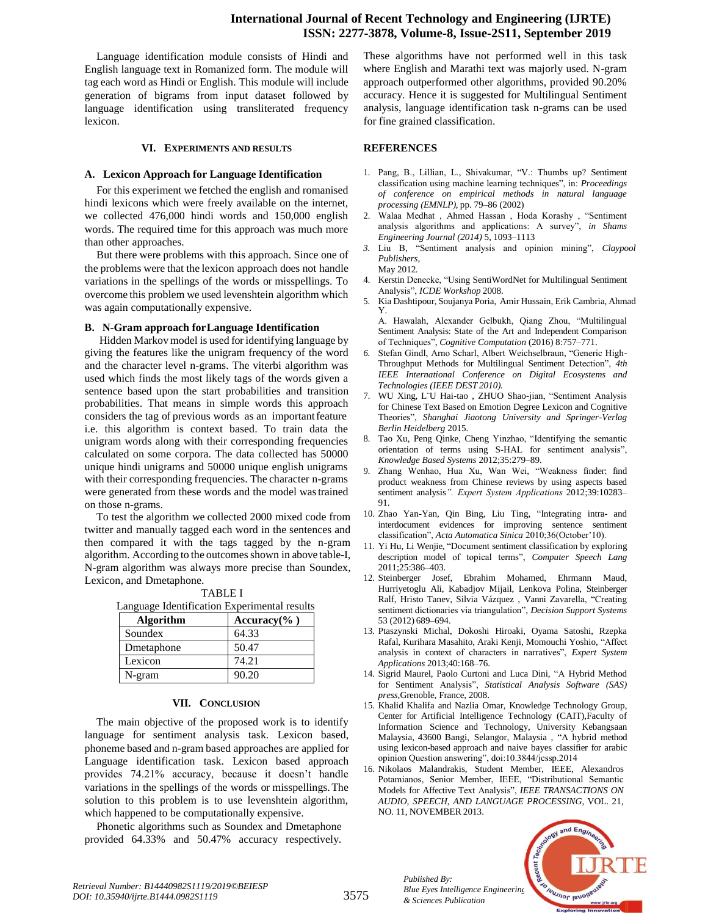Language identification module consists of Hindi and English language text in Romanized form. The module will tag each word as Hindi or English. This module will include generation of bigrams from input dataset followed by language identification using transliterated frequency lexicon.

## VI. EXPERIMENTS AND RESULTS

### A. Lexicon Approach for Language Identification

For this experiment we fetched the english and romanised hindi lexicons which were freely available on the internet, we collected 476,000 hindi words and 150,000 english words. The required time for this approach was much more than other approaches.

But there were problems with this approach. Since one of the problems were that the lexicon approach does not handle variations in the spellings of the words or misspellings. To overcome this problem we used levenshtein algorithm which was again computationally expensive.

### B. N-Gram approach forLanguage Identification

Hidden Markov model is used for identifying language by giving the features like the unigram frequency of the word and the character level n-grams. The viterbi algorithm was used which finds the most likely tags of the words given a sentence based upon the start probabilities and transition probabilities. That means in simple words this approach considers the tag of previous words as an important feature i.e. this algorithm is context based. To train data the unigram words along with their corresponding frequencies calculated on some corpora. The data collected has 50000 unique hindi unigrams and 50000 unique english unigrams with their corresponding frequencies. The character n-grams were generated from these words and the model was trained on those n-grams.

To test the algorithm we collected 2000 mixed code from twitter and manually tagged each word in the sentences and then compared it with the tags tagged by the n-gram algorithm. According to the outcomes shown in above table-I, N-gram algorithm was always more precise than Soundex, Lexicon, and Dmetaphone.

TABLE I
Language Identification Experimental results

| Algorithm | Accuracy(% ) |
|---|---|
| Soundex | 64.33 |
| Dmetaphone | 50.47 |
| Lexicon | 74.21 |
| N-gram | 90.20 |

## VII. CONCLUSION

The main objective of the proposed work is to identify language for sentiment analysis task. Lexicon based, phoneme based and n-gram based approaches are applied for Language identification task. Lexicon based approach provides 74.21% accuracy, because it doesn't handle variations in the spellings of the words or misspellings. The solution to this problem is to use levenshtein algorithm, which happened to be computationally expensive.

Phonetic algorithms such as Soundex and Dmetaphone provided 64.33% and 50.47% accuracy respectively. These algorithms have not performed well in this task where English and Marathi text was majorly used. N-gram approach outperformed other algorithms, provided 90.20% accuracy. Hence it is suggested for Multilingual Sentiment analysis, language identification task n-grams can be used for fine grained classification.

## REFERENCES

1. Pang, B., Lillian, L., Shivakumar, "V.: Thumbs up? Sentiment classification using machine learning techniques", in: *Proceedings of conference on empirical methods in natural language processing (EMNLP),* pp. 79–86 (2002)
2. Walaa Medhat , Ahmed Hassan , Hoda Korashy , "Sentiment analysis algorithms and applications: A survey", *in Shams Engineering Journal (2014)* 5, 1093–1113
3. Liu B, "Sentiment analysis and opinion mining", *Claypool Publishers,* May 2012.
4. Kerstin Denecke, "Using SentiWordNet for Multilingual Sentiment Analysis", *ICDE Workshop* 2008.
5. Kia Dashtipour, Soujanya Poria, Amir Hussain, Erik Cambria, Ahmad Y. A. Hawalah, Alexander Gelbukh, Qiang Zhou, "Multilingual Sentiment Analysis: State of the Art and Independent Comparison of Techniques", *Cognitive Computation* (2016) 8:757–771.
6. Stefan Gindl, Arno Scharl, Albert Weichselbraun, "Generic High-Throughput Methods for Multilingual Sentiment Detection", *4th IEEE International Conference on Digital Ecosystems and Technologies (IEEE DEST 2010).*
7. WU Xing, L¨U Hai-tao , ZHUO Shao-jian, "Sentiment Analysis for Chinese Text Based on Emotion Degree Lexicon and Cognitive Theories", *Shanghai Jiaotong University and Springer-Verlag Berlin Heidelberg* 2015.
8. Tao Xu, Peng Qinke, Cheng Yinzhao, "Identifying the semantic orientation of terms using S-HAL for sentiment analysis", *Knowledge Based Systems* 2012;35:279–89.
9. Zhang Wenhao, Hua Xu, Wan Wei, "Weakness finder: find product weakness from Chinese reviews by using aspects based sentiment analysis*". Expert System Applications* 2012;39:10283–91.
10. Zhao Yan-Yan, Qin Bing, Liu Ting, "Integrating intra- and interdocument evidences for improving sentence sentiment classification", *Acta Automatica Sinica* 2010;36(October'10).
11. Yi Hu, Li Wenjie, "Document sentiment classification by exploring description model of topical terms", *Computer Speech Lang* 2011;25:386–403.
12. Steinberger Josef, Ebrahim Mohamed, Ehrmann Maud, Hurriyetoglu Ali, Kabadjov Mijail, Lenkova Polina, Steinberger Ralf, Hristo Tanev, Silvia Vázquez , Vanni Zavarella, "Creating sentiment dictionaries via triangulation", *Decision Support Systems* 53 (2012) 689–694.
13. Ptaszynski Michal, Dokoshi Hiroaki, Oyama Satoshi, Rzepka Rafal, Kurihara Masahito, Araki Kenji, Momouchi Yoshio, "Affect analysis in context of characters in narratives", *Expert System Applications* 2013;40:168–76.
14. Sigrid Maurel, Paolo Curtoni and Luca Dini, "A Hybrid Method for Sentiment Analysis", *Statistical Analysis Software (SAS) press,*Grenoble, France, 2008.
15. Khalid Khalifa and Nazlia Omar, Knowledge Technology Group, Center for Artificial Intelligence Technology (CAIT),Faculty of Information Science and Technology, University Kebangsaan Malaysia, 43600 Bangi, Selangor, Malaysia , "A hybrid method using lexicon-based approach and naive bayes classifier for arabic opinion Question answering", doi:10.3844/jcssp.2014
16. Nikolaos Malandrakis, Student Member, IEEE, Alexandros Potamianos, Senior Member, IEEE, "Distributional Semantic Models for Affective Text Analysis", *IEEE TRANSACTIONS ON AUDIO, SPEECH, AND LANGUAGE PROCESSING,* VOL. 21, NO. 11, NOVEMBER 2013.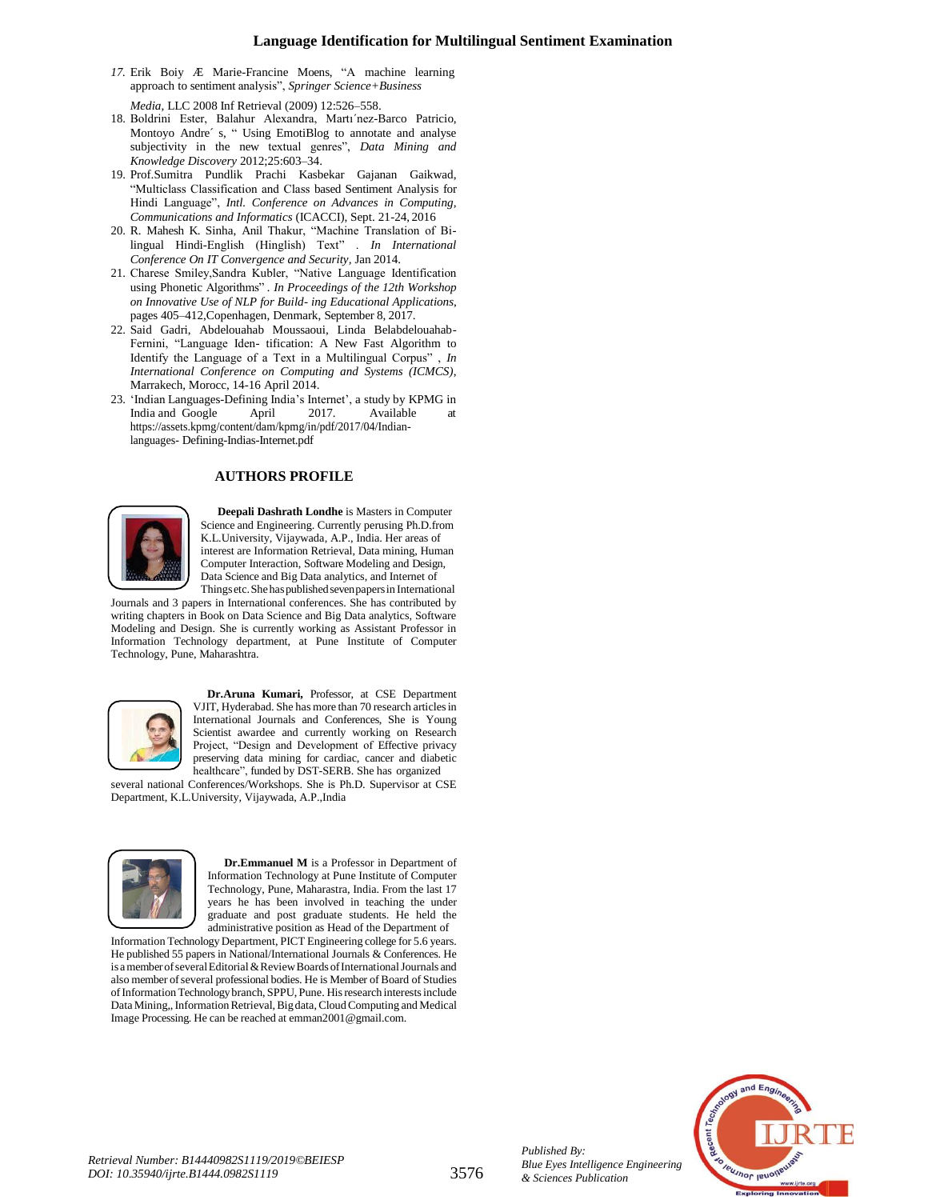17. Erik Boiy Æ Marie-Francine Moens, "A machine learning approach to sentiment analysis", *Springer Science+Business Media*, LLC 2008 Inf Retrieval (2009) 12:526–558.
18. Boldrini Ester, Balahur Alexandra, Martı´nez-Barco Patricio, Montoyo Andre´ s, " Using EmotiBlog to annotate and analyse subjectivity in the new textual genres", *Data Mining and Knowledge Discovery* 2012;25:603–34.
19. Prof.Sumitra Pundlik Prachi Kasbekar Gajanan Gaikwad, "Multiclass Classification and Class based Sentiment Analysis for Hindi Language", *Intl. Conference on Advances in Computing, Communications and Informatics* (ICACCI), Sept. 21-24, 2016
20. R. Mahesh K. Sinha, Anil Thakur, "Machine Translation of Bi-lingual Hindi-English (Hinglish) Text" . *In International Conference On IT Convergence and Security*, Jan 2014.
21. Charese Smiley,Sandra Kubler, "Native Language Identification using Phonetic Algorithms" . *In Proceedings of the 12th Workshop on Innovative Use of NLP for Build- ing Educational Applications*, pages 405–412,Copenhagen, Denmark, September 8, 2017.
22. Said Gadri, Abdelouahab Moussaoui, Linda Belabdelouahab-Fernini, "Language Iden- tification: A New Fast Algorithm to Identify the Language of a Text in a Multilingual Corpus" , *In International Conference on Computing and Systems (ICMCS)*, Marrakech, Morocc, 14-16 April 2014.
23. 'Indian Languages-Defining India's Internet', a study by KPMG in India and Google April 2017. Available at https://assets.kpmg/content/dam/kpmg/in/pdf/2017/04/Indian-languages- Defining-Indias-Internet.pdf

## AUTHORS PROFILE

**Deepali Dashrath Londhe** is Masters in Computer Science and Engineering. Currently perusing Ph.D.from K.L.University, Vijaywada, A.P., India. Her areas of interest are Information Retrieval, Data mining, Human Computer Interaction, Software Modeling and Design, Data Science and Big Data analytics, and Internet of Things etc. She has published seven papers in International Journals and 3 papers in International conferences. She has contributed by writing chapters in Book on Data Science and Big Data analytics, Software Modeling and Design. She is currently working as Assistant Professor in Information Technology department, at Pune Institute of Computer Technology, Pune, Maharashtra.

**Dr.Aruna Kumari,** Professor, at CSE Department VJIT, Hyderabad. She has more than 70 research articles in International Journals and Conferences, She is Young Scientist awardee and currently working on Research Project, "Design and Development of Effective privacy preserving data mining for cardiac, cancer and diabetic healthcare", funded by DST-SERB. She has organized several national Conferences/Workshops. She is Ph.D. Supervisor at CSE Department, K.L.University, Vijaywada, A.P.,India

**Dr.Emmanuel M** is a Professor in Department of Information Technology at Pune Institute of Computer Technology, Pune, Maharastra, India. From the last 17 years he has been involved in teaching the under graduate and post graduate students. He held the administrative position as Head of the Department of Information Technology Department, PICT Engineering college for 5.6 years. He published 55 papers in National/International Journals & Conferences. He is a member of several Editorial & Review Boards of International Journals and also member of several professional bodies. He is Member of Board of Studies of Information Technology branch, SPPU, Pune. His research interests include Data Mining,, Information Retrieval, Big data, Cloud Computing and Medical Image Processing. He can be reached at emman2001@gmail.com.